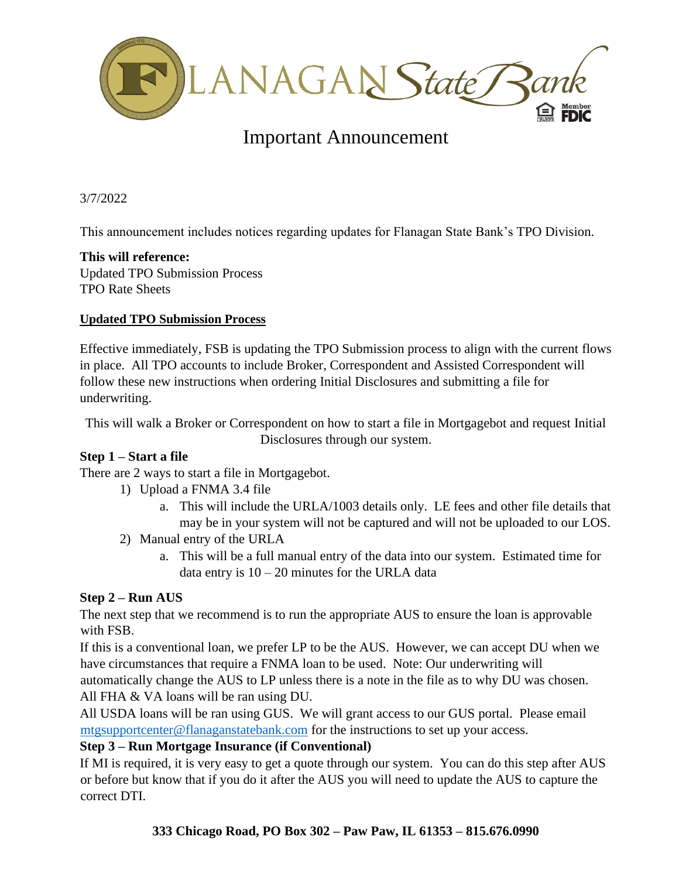# Important Announcement

3/7/2022

This announcement includes notices regarding updates for Flanagan State Bank's TPO Division.

**This will reference:**
Updated TPO Submission Process
TPO Rate Sheets

## Updated TPO Submission Process

Effective immediately, FSB is updating the TPO Submission process to align with the current flows in place. All TPO accounts to include Broker, Correspondent and Assisted Correspondent will follow these new instructions when ordering Initial Disclosures and submitting a file for underwriting.

This will walk a Broker or Correspondent on how to start a file in Mortgagebot and request Initial Disclosures through our system.

### Step 1 – Start a file

There are 2 ways to start a file in Mortgagebot.

1) Upload a FNMA 3.4 file
   a. This will include the URLA/1003 details only. LE fees and other file details that may be in your system will not be captured and will not be uploaded to our LOS.
2) Manual entry of the URLA
   a. This will be a full manual entry of the data into our system. Estimated time for data entry is 10 – 20 minutes for the URLA data

### Step 2 – Run AUS

The next step that we recommend is to run the appropriate AUS to ensure the loan is approvable with FSB.

If this is a conventional loan, we prefer LP to be the AUS. However, we can accept DU when we have circumstances that require a FNMA loan to be used. Note: Our underwriting will automatically change the AUS to LP unless there is a note in the file as to why DU was chosen.

All FHA & VA loans will be ran using DU.

All USDA loans will be ran using GUS. We will grant access to our GUS portal. Please email mtgsupportcenter@flanaganstatebank.com for the instructions to set up your access.

### Step 3 – Run Mortgage Insurance (if Conventional)

If MI is required, it is very easy to get a quote through our system. You can do this step after AUS or before but know that if you do it after the AUS you will need to update the AUS to capture the correct DTI.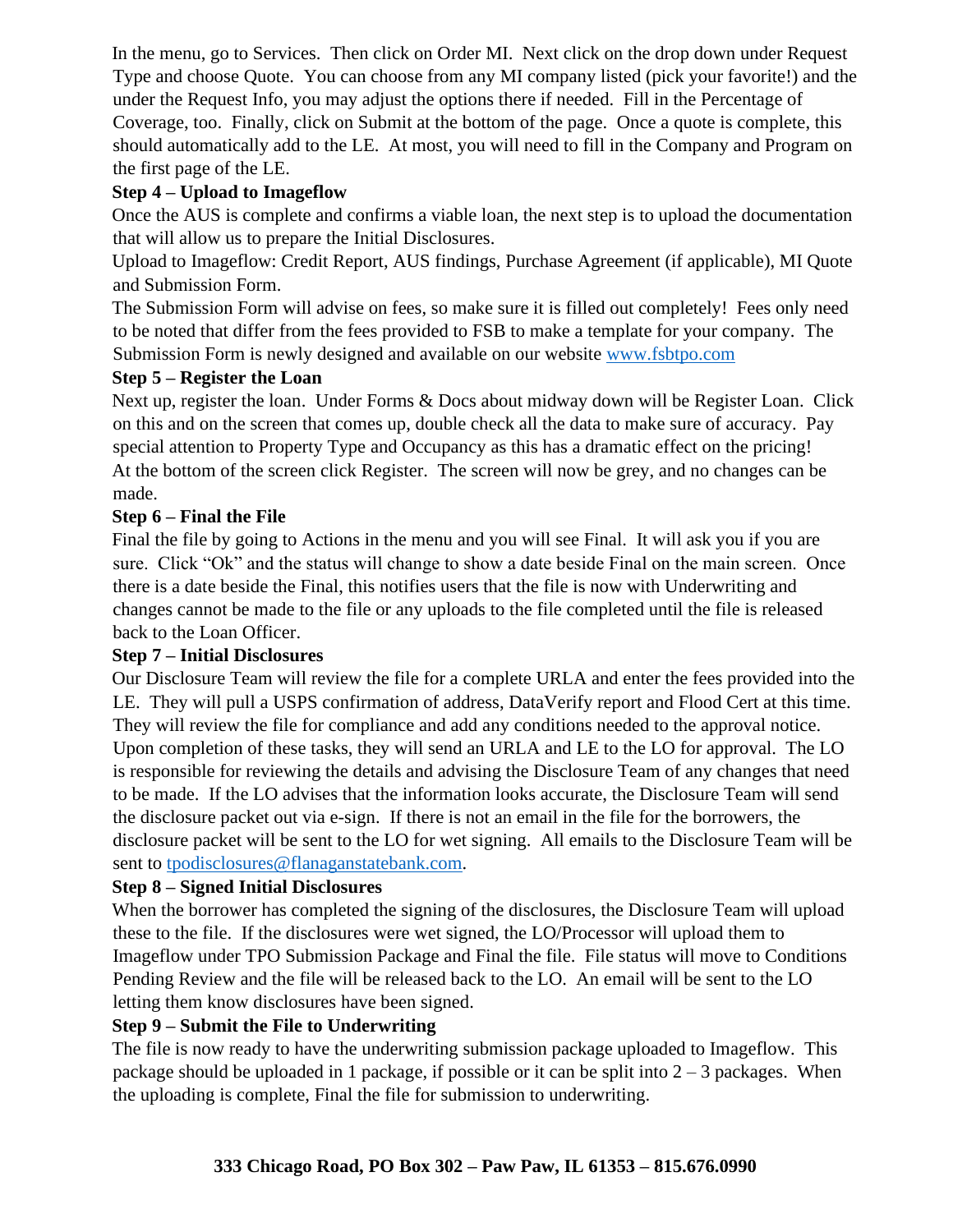In the menu, go to Services. Then click on Order MI. Next click on the drop down under Request Type and choose Quote. You can choose from any MI company listed (pick your favorite!) and the under the Request Info, you may adjust the options there if needed. Fill in the Percentage of Coverage, too. Finally, click on Submit at the bottom of the page. Once a quote is complete, this should automatically add to the LE. At most, you will need to fill in the Company and Program on the first page of the LE.

**Step 4 – Upload to Imageflow**

Once the AUS is complete and confirms a viable loan, the next step is to upload the documentation that will allow us to prepare the Initial Disclosures.

Upload to Imageflow: Credit Report, AUS findings, Purchase Agreement (if applicable), MI Quote and Submission Form.

The Submission Form will advise on fees, so make sure it is filled out completely! Fees only need to be noted that differ from the fees provided to FSB to make a template for your company. The Submission Form is newly designed and available on our website [www.fsbtpo.com](http://www.fsbtpo.com)

**Step 5 – Register the Loan**

Next up, register the loan. Under Forms & Docs about midway down will be Register Loan. Click on this and on the screen that comes up, double check all the data to make sure of accuracy. Pay special attention to Property Type and Occupancy as this has a dramatic effect on the pricing! At the bottom of the screen click Register. The screen will now be grey, and no changes can be made.

**Step 6 – Final the File**

Final the file by going to Actions in the menu and you will see Final. It will ask you if you are sure. Click "Ok" and the status will change to show a date beside Final on the main screen. Once there is a date beside the Final, this notifies users that the file is now with Underwriting and changes cannot be made to the file or any uploads to the file completed until the file is released back to the Loan Officer.

**Step 7 – Initial Disclosures**

Our Disclosure Team will review the file for a complete URLA and enter the fees provided into the LE. They will pull a USPS confirmation of address, DataVerify report and Flood Cert at this time. They will review the file for compliance and add any conditions needed to the approval notice. Upon completion of these tasks, they will send an URLA and LE to the LO for approval. The LO is responsible for reviewing the details and advising the Disclosure Team of any changes that need to be made. If the LO advises that the information looks accurate, the Disclosure Team will send the disclosure packet out via e-sign. If there is not an email in the file for the borrowers, the disclosure packet will be sent to the LO for wet signing. All emails to the Disclosure Team will be sent to [tpodisclosures@flanaganstatebank.com](mailto:tpodisclosures@flanaganstatebank.com).

**Step 8 – Signed Initial Disclosures**

When the borrower has completed the signing of the disclosures, the Disclosure Team will upload these to the file. If the disclosures were wet signed, the LO/Processor will upload them to Imageflow under TPO Submission Package and Final the file. File status will move to Conditions Pending Review and the file will be released back to the LO. An email will be sent to the LO letting them know disclosures have been signed.

**Step 9 – Submit the File to Underwriting**

The file is now ready to have the underwriting submission package uploaded to Imageflow. This package should be uploaded in 1 package, if possible or it can be split into 2 – 3 packages. When the uploading is complete, Final the file for submission to underwriting.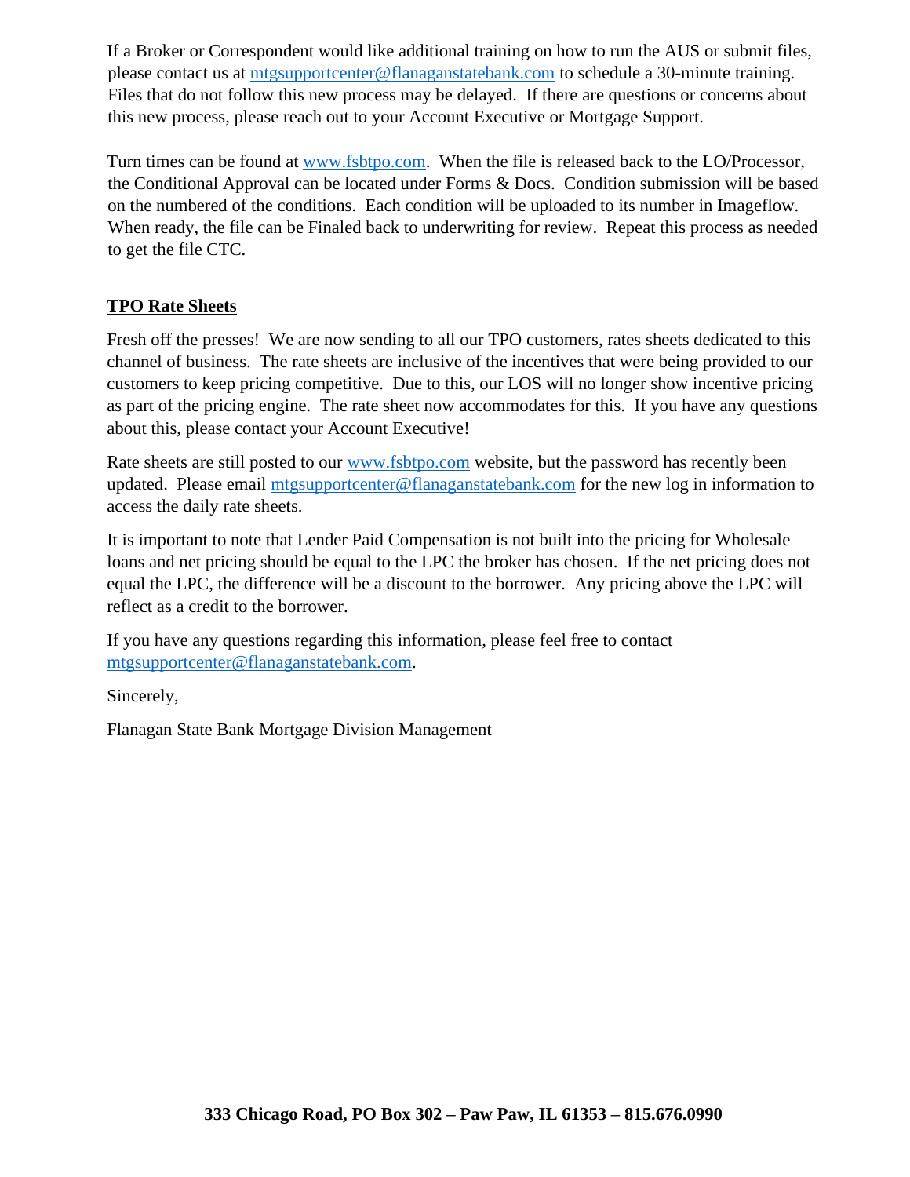If a Broker or Correspondent would like additional training on how to run the AUS or submit files, please contact us at mtgsupportcenter@flanaganstatebank.com to schedule a 30-minute training. Files that do not follow this new process may be delayed. If there are questions or concerns about this new process, please reach out to your Account Executive or Mortgage Support.

Turn times can be found at www.fsbtpo.com. When the file is released back to the LO/Processor, the Conditional Approval can be located under Forms & Docs. Condition submission will be based on the numbered of the conditions. Each condition will be uploaded to its number in Imageflow. When ready, the file can be Finaled back to underwriting for review. Repeat this process as needed to get the file CTC.

**TPO Rate Sheets**

Fresh off the presses! We are now sending to all our TPO customers, rates sheets dedicated to this channel of business. The rate sheets are inclusive of the incentives that were being provided to our customers to keep pricing competitive. Due to this, our LOS will no longer show incentive pricing as part of the pricing engine. The rate sheet now accommodates for this. If you have any questions about this, please contact your Account Executive!

Rate sheets are still posted to our www.fsbtpo.com website, but the password has recently been updated. Please email mtgsupportcenter@flanaganstatebank.com for the new log in information to access the daily rate sheets.

It is important to note that Lender Paid Compensation is not built into the pricing for Wholesale loans and net pricing should be equal to the LPC the broker has chosen. If the net pricing does not equal the LPC, the difference will be a discount to the borrower. Any pricing above the LPC will reflect as a credit to the borrower.

If you have any questions regarding this information, please feel free to contact mtgsupportcenter@flanaganstatebank.com.

Sincerely,

Flanagan State Bank Mortgage Division Management

**333 Chicago Road, PO Box 302 – Paw Paw, IL 61353 – 815.676.0990**